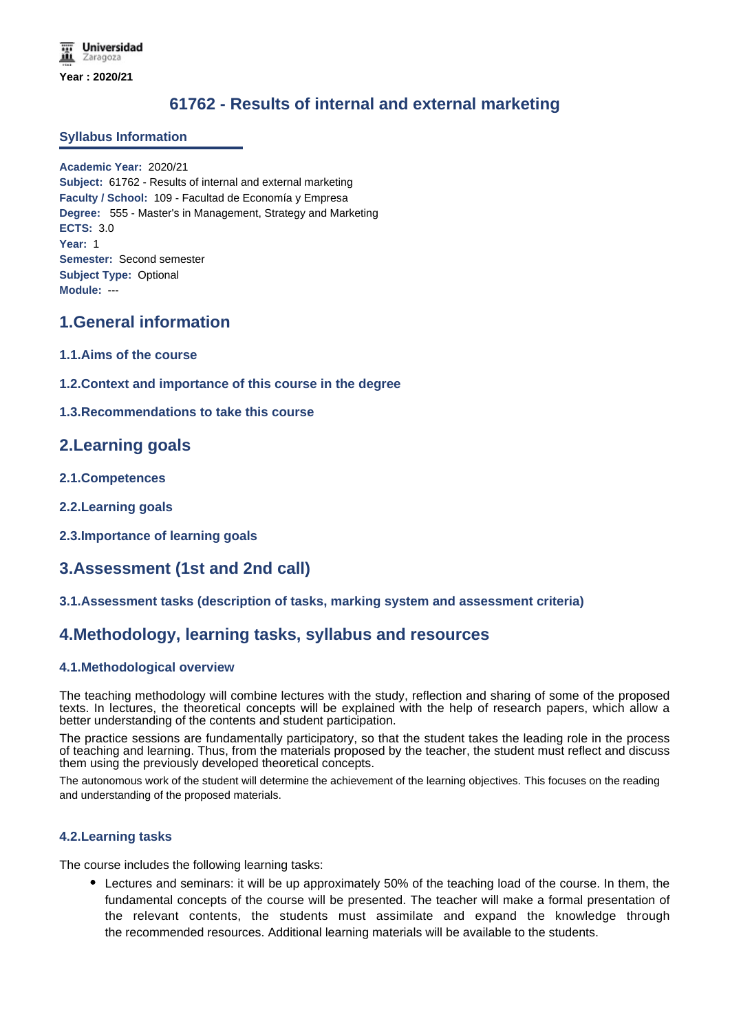Year : 2020/21

# 61762 - Results of internal and external marketing

## Syllabus Information

**Academic Year:** 2020/21
**Subject:** 61762 - Results of internal and external marketing
**Faculty / School:** 109 - Facultad de Economía y Empresa
**Degree:** 555 - Master's in Management, Strategy and Marketing
**ECTS:** 3.0
**Year:** 1
**Semester:** Second semester
**Subject Type:** Optional
**Module:** ---

## 1.General information

### 1.1.Aims of the course

### 1.2.Context and importance of this course in the degree

### 1.3.Recommendations to take this course

## 2.Learning goals

### 2.1.Competences

### 2.2.Learning goals

### 2.3.Importance of learning goals

## 3.Assessment (1st and 2nd call)

### 3.1.Assessment tasks (description of tasks, marking system and assessment criteria)

## 4.Methodology, learning tasks, syllabus and resources

### 4.1.Methodological overview

The teaching methodology will combine lectures with the study, reflection and sharing of some of the proposed texts. In lectures, the theoretical concepts will be explained with the help of research papers, which allow a better understanding of the contents and student participation.

The practice sessions are fundamentally participatory, so that the student takes the leading role in the process of teaching and learning. Thus, from the materials proposed by the teacher, the student must reflect and discuss them using the previously developed theoretical concepts.

The autonomous work of the student will determine the achievement of the learning objectives. This focuses on the reading and understanding of the proposed materials.

### 4.2.Learning tasks

The course includes the following learning tasks:

- Lectures and seminars: it will be up approximately 50% of the teaching load of the course. In them, the fundamental concepts of the course will be presented. The teacher will make a formal presentation of the relevant contents, the students must assimilate and expand the knowledge through the recommended resources. Additional learning materials will be available to the students.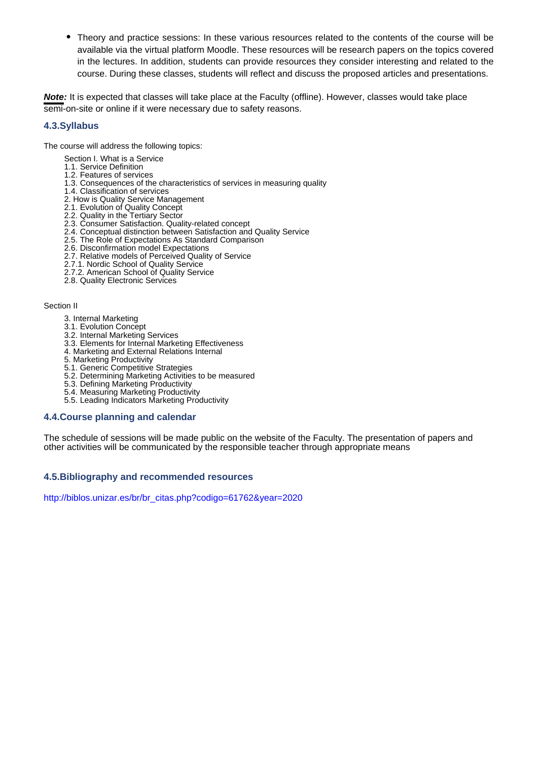- Theory and practice sessions: In these various resources related to the contents of the course will be available via the virtual platform Moodle. These resources will be research papers on the topics covered in the lectures. In addition, students can provide resources they consider interesting and related to the course. During these classes, students will reflect and discuss the proposed articles and presentations.

***Note:*** It is expected that classes will take place at the Faculty (offline). However, classes would take place semi-on-site or online if it were necessary due to safety reasons.

### 4.3.Syllabus

The course will address the following topics:

Section I. What is a Service
1.1. Service Definition
1.2. Features of services
1.3. Consequences of the characteristics of services in measuring quality
1.4. Classification of services
2. How is Quality Service Management
2.1. Evolution of Quality Concept
2.2. Quality in the Tertiary Sector
2.3. Consumer Satisfaction. Quality-related concept
2.4. Conceptual distinction between Satisfaction and Quality Service
2.5. The Role of Expectations As Standard Comparison
2.6. Disconfirmation model Expectations
2.7. Relative models of Perceived Quality of Service
2.7.1. Nordic School of Quality Service
2.7.2. American School of Quality Service
2.8. Quality Electronic Services

Section II

3. Internal Marketing
3.1. Evolution Concept
3.2. Internal Marketing Services
3.3. Elements for Internal Marketing Effectiveness
4. Marketing and External Relations Internal
5. Marketing Productivity
5.1. Generic Competitive Strategies
5.2. Determining Marketing Activities to be measured
5.3. Defining Marketing Productivity
5.4. Measuring Marketing Productivity
5.5. Leading Indicators Marketing Productivity

### 4.4.Course planning and calendar

The schedule of sessions will be made public on the website of the Faculty. The presentation of papers and other activities will be communicated by the responsible teacher through appropriate means

### 4.5.Bibliography and recommended resources

http://biblos.unizar.es/br/br_citas.php?codigo=61762&year=2020